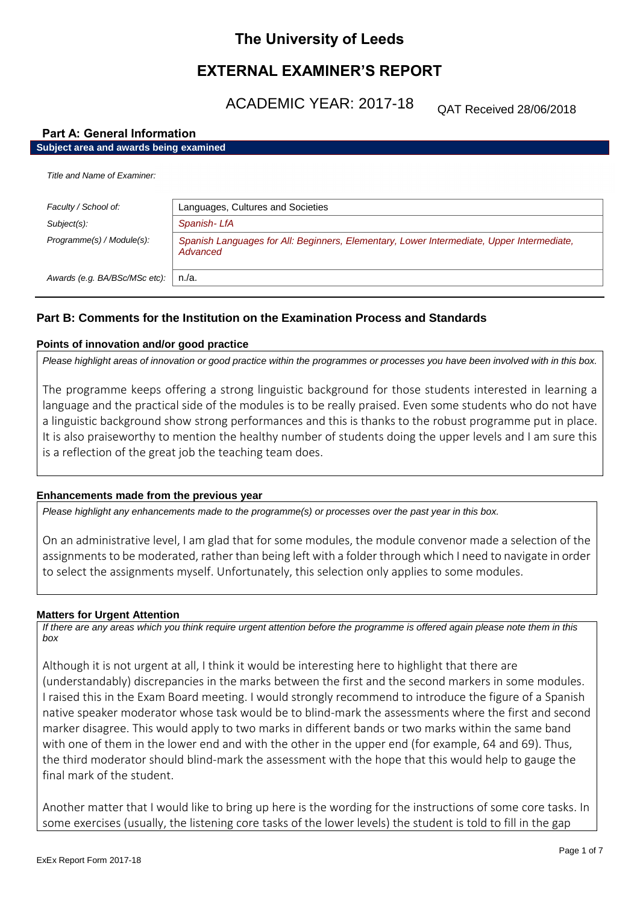# The University of Leeds

# EXTERNAL EXAMINER'S REPORT

## ACADEMIC YEAR: 2017-18

QAT Received 28/06/2018

### Part A: General Information

**Subject area and awards being examined**

| | |
|---|---|
| *Title and Name of Examiner:* | |
| *Faculty / School of:* | Languages, Cultures and Societies |
| *Subject(s):* | *Spanish- LfA* |
| *Programme(s) / Module(s):* | *Spanish Languages for All: Beginners, Elementary, Lower Intermediate, Upper Intermediate, Advanced* |
| *Awards (e.g. BA/BSc/MSc etc):* | n./a. |

### Part B: Comments for the Institution on the Examination Process and Standards

**Points of innovation and/or good practice**

*Please highlight areas of innovation or good practice within the programmes or processes you have been involved with in this box.*

The programme keeps offering a strong linguistic background for those students interested in learning a language and the practical side of the modules is to be really praised. Even some students who do not have a linguistic background show strong performances and this is thanks to the robust programme put in place. It is also praiseworthy to mention the healthy number of students doing the upper levels and I am sure this is a reflection of the great job the teaching team does.

**Enhancements made from the previous year**

*Please highlight any enhancements made to the programme(s) or processes over the past year in this box.*

On an administrative level, I am glad that for some modules, the module convenor made a selection of the assignments to be moderated, rather than being left with a folder through which I need to navigate in order to select the assignments myself. Unfortunately, this selection only applies to some modules.

**Matters for Urgent Attention**

*If there are any areas which you think require urgent attention before the programme is offered again please note them in this box*

Although it is not urgent at all, I think it would be interesting here to highlight that there are (understandably) discrepancies in the marks between the first and the second markers in some modules. I raised this in the Exam Board meeting. I would strongly recommend to introduce the figure of a Spanish native speaker moderator whose task would be to blind-mark the assessments where the first and second marker disagree. This would apply to two marks in different bands or two marks within the same band with one of them in the lower end and with the other in the upper end (for example, 64 and 69). Thus, the third moderator should blind-mark the assessment with the hope that this would help to gauge the final mark of the student.

Another matter that I would like to bring up here is the wording for the instructions of some core tasks. In some exercises (usually, the listening core tasks of the lower levels) the student is told to fill in the gap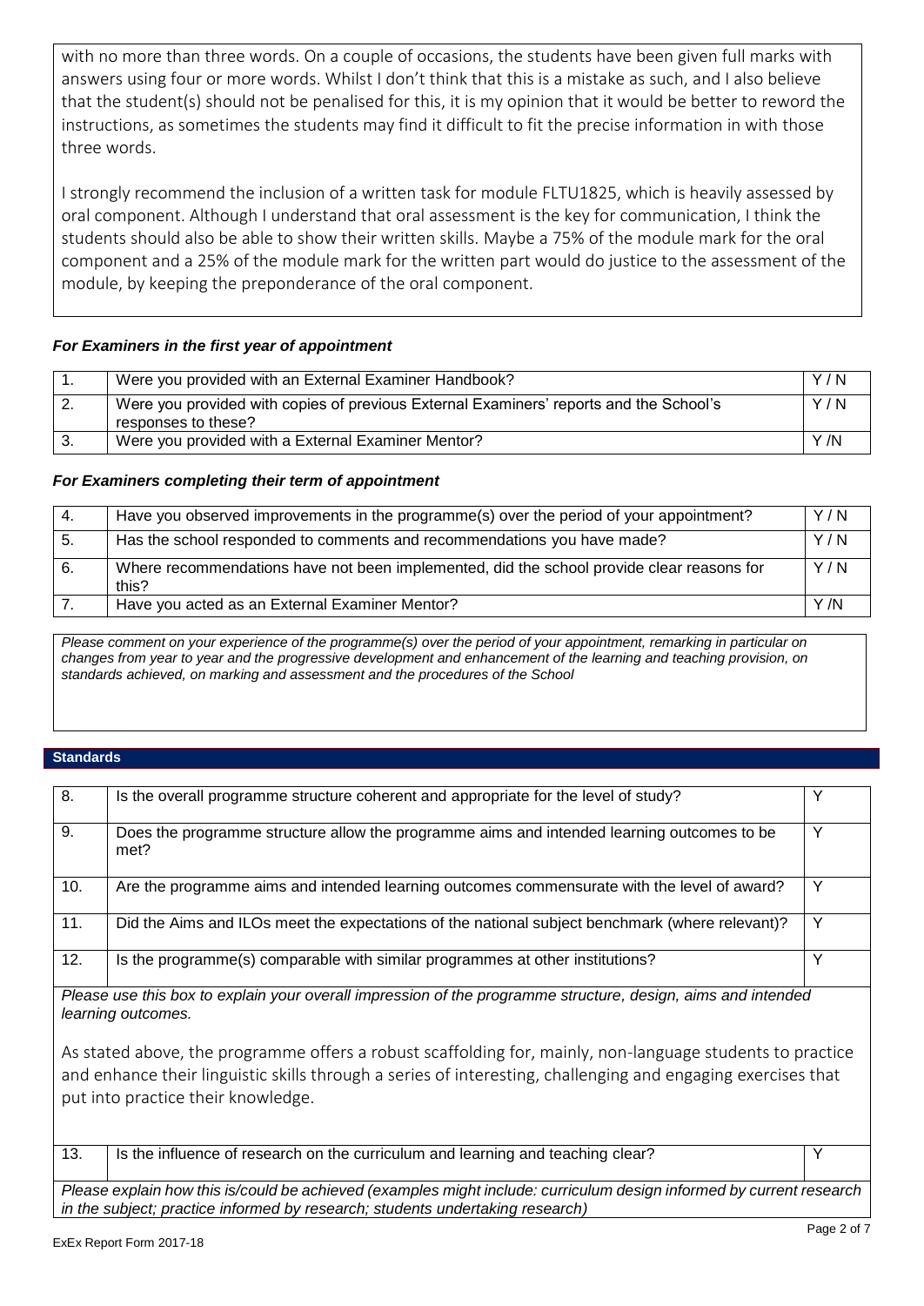with no more than three words. On a couple of occasions, the students have been given full marks with answers using four or more words. Whilst I don't think that this is a mistake as such, and I also believe that the student(s) should not be penalised for this, it is my opinion that it would be better to reword the instructions, as sometimes the students may find it difficult to fit the precise information in with those three words.

I strongly recommend the inclusion of a written task for module FLTU1825, which is heavily assessed by oral component. Although I understand that oral assessment is the key for communication, I think the students should also be able to show their written skills. Maybe a 75% of the module mark for the oral component and a 25% of the module mark for the written part would do justice to the assessment of the module, by keeping the preponderance of the oral component.

### *For Examiners in the first year of appointment*

| | | |
|---|---|---|
| 1. | Were you provided with an External Examiner Handbook? | Y / N |
| 2. | Were you provided with copies of previous External Examiners' reports and the School's responses to these? | Y / N |
| 3. | Were you provided with a External Examiner Mentor? | Y /N |

### *For Examiners completing their term of appointment*

| | | |
|---|---|---|
| 4. | Have you observed improvements in the programme(s) over the period of your appointment? | Y / N |
| 5. | Has the school responded to comments and recommendations you have made? | Y / N |
| 6. | Where recommendations have not been implemented, did the school provide clear reasons for this? | Y / N |
| 7. | Have you acted as an External Examiner Mentor? | Y /N |

*Please comment on your experience of the programme(s) over the period of your appointment, remarking in particular on changes from year to year and the progressive development and enhancement of the learning and teaching provision, on standards achieved, on marking and assessment and the procedures of the School*

## Standards

| | | |
|---|---|---|
| 8. | Is the overall programme structure coherent and appropriate for the level of study? | Y |
| 9. | Does the programme structure allow the programme aims and intended learning outcomes to be met? | Y |
| 10. | Are the programme aims and intended learning outcomes commensurate with the level of award? | Y |
| 11. | Did the Aims and ILOs meet the expectations of the national subject benchmark (where relevant)? | Y |
| 12. | Is the programme(s) comparable with similar programmes at other institutions? | Y |

*Please use this box to explain your overall impression of the programme structure, design, aims and intended learning outcomes.*

As stated above, the programme offers a robust scaffolding for, mainly, non-language students to practice and enhance their linguistic skills through a series of interesting, challenging and engaging exercises that put into practice their knowledge.

| | | |
|---|---|---|
| 13. | Is the influence of research on the curriculum and learning and teaching clear? | Y |

*Please explain how this is/could be achieved (examples might include: curriculum design informed by current research in the subject; practice informed by research; students undertaking research)*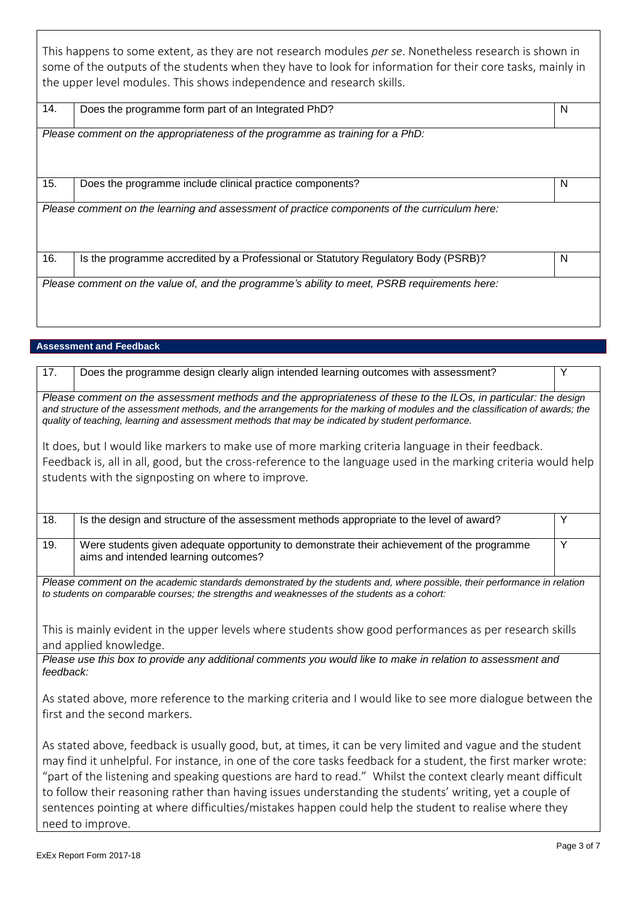This happens to some extent, as they are not research modules *per se*. Nonetheless research is shown in some of the outputs of the students when they have to look for information for their core tasks, mainly in the upper level modules. This shows independence and research skills.

| 14. | Does the programme form part of an Integrated PhD? | N |
|---|---|---|

*Please comment on the appropriateness of the programme as training for a PhD:*

| 15. | Does the programme include clinical practice components? | N |
|---|---|---|

*Please comment on the learning and assessment of practice components of the curriculum here:*

| 16. | Is the programme accredited by a Professional or Statutory Regulatory Body (PSRB)? | N |
|---|---|---|

*Please comment on the value of, and the programme's ability to meet, PSRB requirements here:*

## Assessment and Feedback

| 17. | Does the programme design clearly align intended learning outcomes with assessment? | Y |
|---|---|---|

*Please comment on the assessment methods and the appropriateness of these to the ILOs, in particular: the design and structure of the assessment methods, and the arrangements for the marking of modules and the classification of awards; the quality of teaching, learning and assessment methods that may be indicated by student performance.*

It does, but I would like markers to make use of more marking criteria language in their feedback. Feedback is, all in all, good, but the cross-reference to the language used in the marking criteria would help students with the signposting on where to improve.

| 18. | Is the design and structure of the assessment methods appropriate to the level of award? | Y |
|---|---|---|
| 19. | Were students given adequate opportunity to demonstrate their achievement of the programme aims and intended learning outcomes? | Y |

*Please comment on the academic standards demonstrated by the students and, where possible, their performance in relation to students on comparable courses; the strengths and weaknesses of the students as a cohort:*

This is mainly evident in the upper levels where students show good performances as per research skills and applied knowledge.

*Please use this box to provide any additional comments you would like to make in relation to assessment and feedback:*

As stated above, more reference to the marking criteria and I would like to see more dialogue between the first and the second markers.

As stated above, feedback is usually good, but, at times, it can be very limited and vague and the student may find it unhelpful. For instance, in one of the core tasks feedback for a student, the first marker wrote: "part of the listening and speaking questions are hard to read." Whilst the context clearly meant difficult to follow their reasoning rather than having issues understanding the students' writing, yet a couple of sentences pointing at where difficulties/mistakes happen could help the student to realise where they need to improve.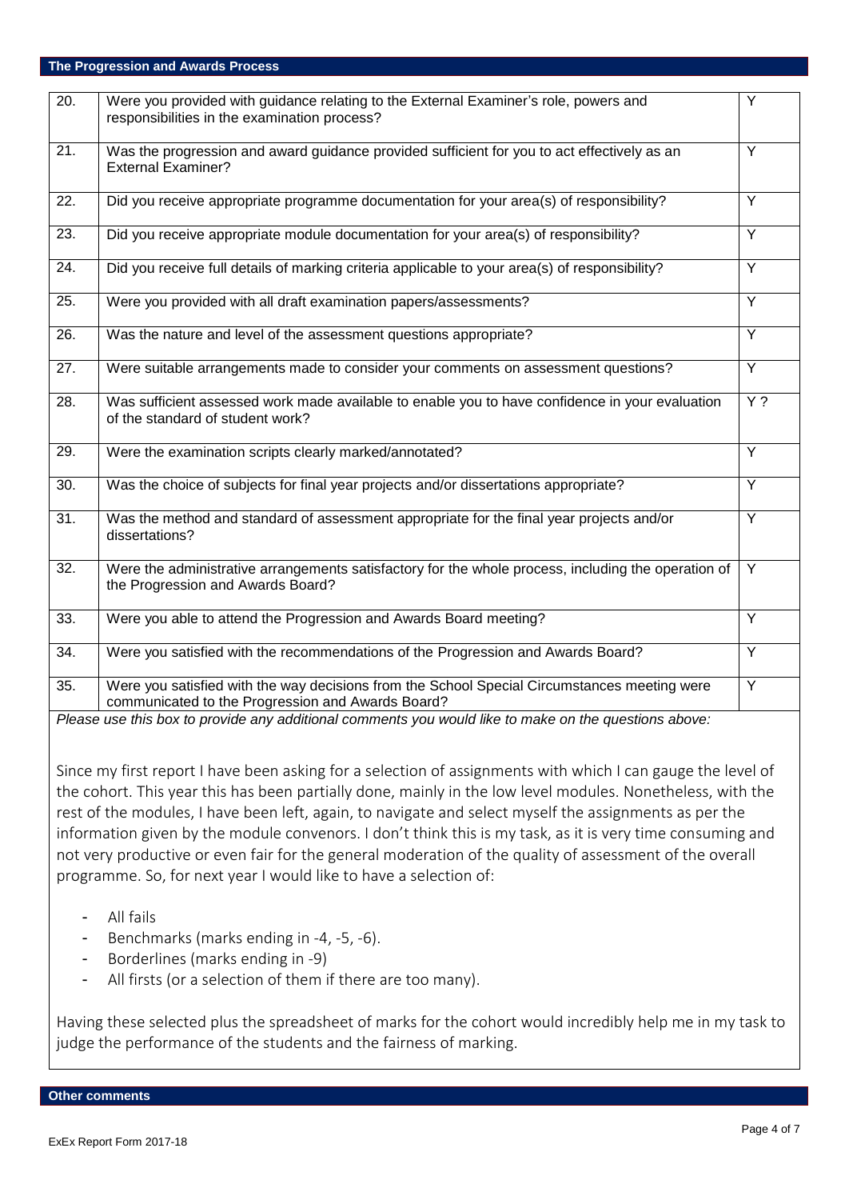## The Progression and Awards Process

| | | |
|---|---|---|
| 20. | Were you provided with guidance relating to the External Examiner's role, powers and responsibilities in the examination process? | Y |
| 21. | Was the progression and award guidance provided sufficient for you to act effectively as an External Examiner? | Y |
| 22. | Did you receive appropriate programme documentation for your area(s) of responsibility? | Y |
| 23. | Did you receive appropriate module documentation for your area(s) of responsibility? | Y |
| 24. | Did you receive full details of marking criteria applicable to your area(s) of responsibility? | Y |
| 25. | Were you provided with all draft examination papers/assessments? | Y |
| 26. | Was the nature and level of the assessment questions appropriate? | Y |
| 27. | Were suitable arrangements made to consider your comments on assessment questions? | Y |
| 28. | Was sufficient assessed work made available to enable you to have confidence in your evaluation of the standard of student work? | Y ? |
| 29. | Were the examination scripts clearly marked/annotated? | Y |
| 30. | Was the choice of subjects for final year projects and/or dissertations appropriate? | Y |
| 31. | Was the method and standard of assessment appropriate for the final year projects and/or dissertations? | Y |
| 32. | Were the administrative arrangements satisfactory for the whole process, including the operation of the Progression and Awards Board? | Y |
| 33. | Were you able to attend the Progression and Awards Board meeting? | Y |
| 34. | Were you satisfied with the recommendations of the Progression and Awards Board? | Y |
| 35. | Were you satisfied with the way decisions from the School Special Circumstances meeting were communicated to the Progression and Awards Board? | Y |

*Please use this box to provide any additional comments you would like to make on the questions above:*

Since my first report I have been asking for a selection of assignments with which I can gauge the level of the cohort. This year this has been partially done, mainly in the low level modules. Nonetheless, with the rest of the modules, I have been left, again, to navigate and select myself the assignments as per the information given by the module convenors. I don't think this is my task, as it is very time consuming and not very productive or even fair for the general moderation of the quality of assessment of the overall programme. So, for next year I would like to have a selection of:

- All fails
- Benchmarks (marks ending in -4, -5, -6).
- Borderlines (marks ending in -9)
- All firsts (or a selection of them if there are too many).

Having these selected plus the spreadsheet of marks for the cohort would incredibly help me in my task to judge the performance of the students and the fairness of marking.

## Other comments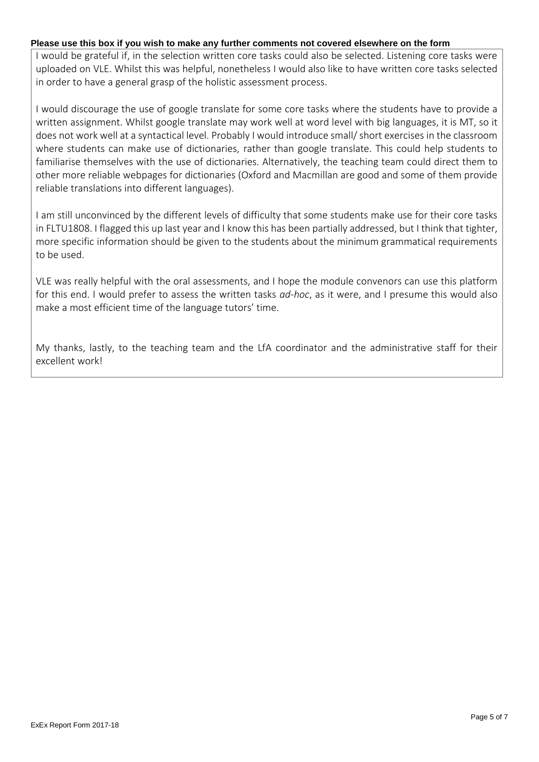**Please use this box if you wish to make any further comments not covered elsewhere on the form**

I would be grateful if, in the selection written core tasks could also be selected. Listening core tasks were uploaded on VLE. Whilst this was helpful, nonetheless I would also like to have written core tasks selected in order to have a general grasp of the holistic assessment process.

I would discourage the use of google translate for some core tasks where the students have to provide a written assignment. Whilst google translate may work well at word level with big languages, it is MT, so it does not work well at a syntactical level. Probably I would introduce small/ short exercises in the classroom where students can make use of dictionaries, rather than google translate. This could help students to familiarise themselves with the use of dictionaries. Alternatively, the teaching team could direct them to other more reliable webpages for dictionaries (Oxford and Macmillan are good and some of them provide reliable translations into different languages).

I am still unconvinced by the different levels of difficulty that some students make use for their core tasks in FLTU1808. I flagged this up last year and I know this has been partially addressed, but I think that tighter, more specific information should be given to the students about the minimum grammatical requirements to be used.

VLE was really helpful with the oral assessments, and I hope the module convenors can use this platform for this end. I would prefer to assess the written tasks *ad-hoc*, as it were, and I presume this would also make a most efficient time of the language tutors' time.

My thanks, lastly, to the teaching team and the LfA coordinator and the administrative staff for their excellent work!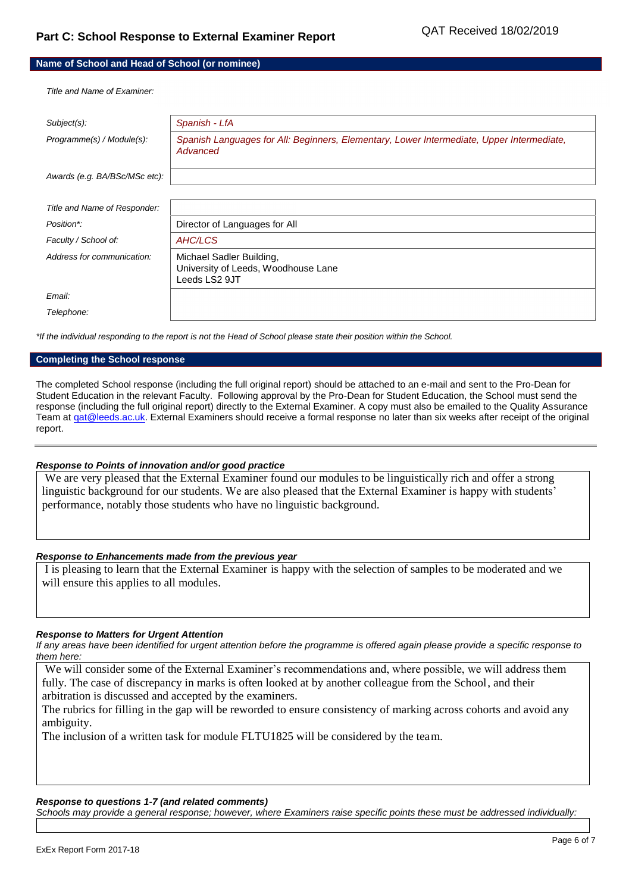# Part C: School Response to External Examiner Report

QAT Received 18/02/2019

## Name of School and Head of School (or nominee)

*Title and Name of Examiner:*

| | |
|---|---|
| *Subject(s):* | *Spanish - LfA* |
| *Programme(s) / Module(s):* | *Spanish Languages for All: Beginners, Elementary, Lower Intermediate, Upper Intermediate, Advanced* |
| *Awards (e.g. BA/BSc/MSc etc):* | |

| | |
|---|---|
| *Title and Name of Responder:* | |
| *Position\*:* | Director of Languages for All |
| *Faculty / School of:* | *AHC/LCS* |
| *Address for communication:* | Michael Sadler Building, University of Leeds, Woodhouse Lane Leeds LS2 9JT |
| *Email:* | |
| *Telephone:* | |

*\*If the individual responding to the report is not the Head of School please state their position within the School.*

## Completing the School response

The completed School response (including the full original report) should be attached to an e-mail and sent to the Pro-Dean for Student Education in the relevant Faculty. Following approval by the Pro-Dean for Student Education, the School must send the response (including the full original report) directly to the External Examiner. A copy must also be emailed to the Quality Assurance Team at qat@leeds.ac.uk. External Examiners should receive a formal response no later than six weeks after receipt of the original report.

---

***Response to Points of innovation and/or good practice***

We are very pleased that the External Examiner found our modules to be linguistically rich and offer a strong linguistic background for our students. We are also pleased that the External Examiner is happy with students' performance, notably those students who have no linguistic background.

***Response to Enhancements made from the previous year***

I is pleasing to learn that the External Examiner is happy with the selection of samples to be moderated and we will ensure this applies to all modules.

***Response to Matters for Urgent Attention***

*If any areas have been identified for urgent attention before the programme is offered again please provide a specific response to them here:*

We will consider some of the External Examiner's recommendations and, where possible, we will address them fully. The case of discrepancy in marks is often looked at by another colleague from the School, and their arbitration is discussed and accepted by the examiners.

The rubrics for filling in the gap will be reworded to ensure consistency of marking across cohorts and avoid any ambiguity.

The inclusion of a written task for module FLTU1825 will be considered by the team.

***Response to questions 1-7 (and related comments)***

*Schools may provide a general response; however, where Examiners raise specific points these must be addressed individually:*

ExEx Report Form 2017-18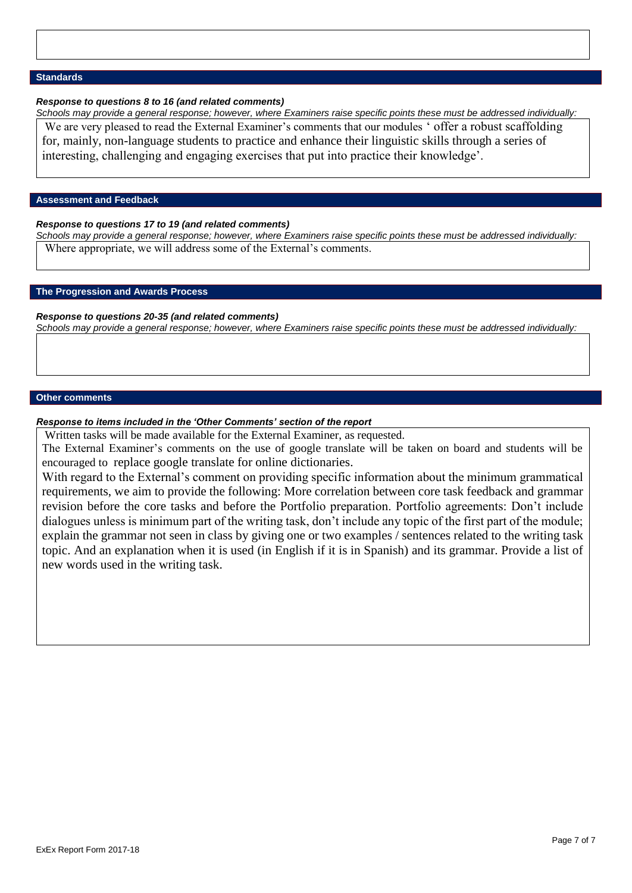## Standards

***Response to questions 8 to 16 (and related comments)***

*Schools may provide a general response; however, where Examiners raise specific points these must be addressed individually:*

We are very pleased to read the External Examiner's comments that our modules ' offer a robust scaffolding for, mainly, non-language students to practice and enhance their linguistic skills through a series of interesting, challenging and engaging exercises that put into practice their knowledge'.

## Assessment and Feedback

***Response to questions 17 to 19 (and related comments)***

*Schools may provide a general response; however, where Examiners raise specific points these must be addressed individually:*

Where appropriate, we will address some of the External's comments.

## The Progression and Awards Process

***Response to questions 20-35 (and related comments)***

*Schools may provide a general response; however, where Examiners raise specific points these must be addressed individually:*

## Other comments

***Response to items included in the 'Other Comments' section of the report***

Written tasks will be made available for the External Examiner, as requested.

The External Examiner's comments on the use of google translate will be taken on board and students will be encouraged to replace google translate for online dictionaries.

With regard to the External's comment on providing specific information about the minimum grammatical requirements, we aim to provide the following: More correlation between core task feedback and grammar revision before the core tasks and before the Portfolio preparation. Portfolio agreements: Don't include dialogues unless is minimum part of the writing task, don't include any topic of the first part of the module; explain the grammar not seen in class by giving one or two examples / sentences related to the writing task topic. And an explanation when it is used (in English if it is in Spanish) and its grammar. Provide a list of new words used in the writing task.

ExEx Report Form 2017-18